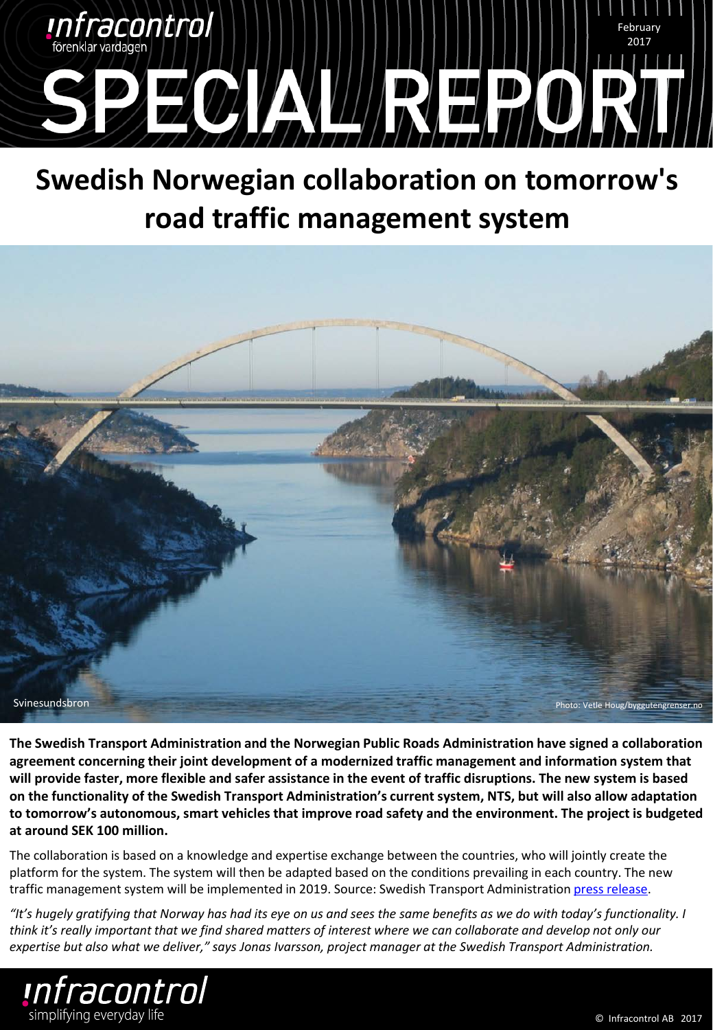infracontrol
förenklar vardagen

February 2017

# SPECIAL REPORT

## Swedish Norwegian collaboration on tomorrow's road traffic management system

Svinesundsbron

Photo: Vetle Houg/byggutengrenser.no

**The Swedish Transport Administration and the Norwegian Public Roads Administration have signed a collaboration agreement concerning their joint development of a modernized traffic management and information system that will provide faster, more flexible and safer assistance in the event of traffic disruptions. The new system is based on the functionality of the Swedish Transport Administration's current system, NTS, but will also allow adaptation to tomorrow's autonomous, smart vehicles that improve road safety and the environment. The project is budgeted at around SEK 100 million.**

The collaboration is based on a knowledge and expertise exchange between the countries, who will jointly create the platform for the system. The system will then be adapted based on the conditions prevailing in each country. The new traffic management system will be implemented in 2019. Source: Swedish Transport Administration press release.

*"It's hugely gratifying that Norway has had its eye on us and sees the same benefits as we do with today's functionality. I think it's really important that we find shared matters of interest where we can collaborate and develop not only our expertise but also what we deliver," says Jonas Ivarsson, project manager at the Swedish Transport Administration.*

infracontrol
simplifying everyday life

© Infracontrol AB 2017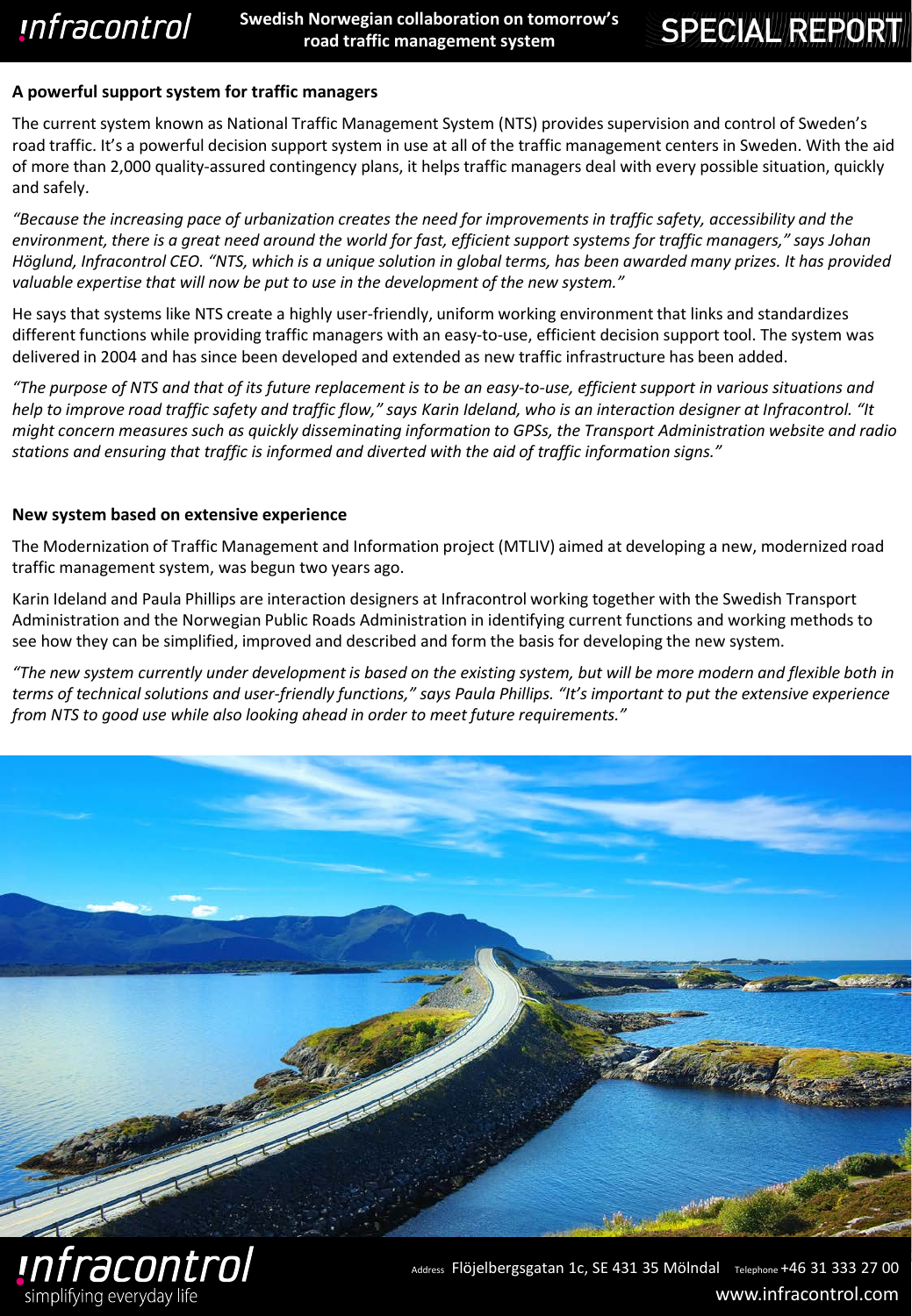## A powerful support system for traffic managers

The current system known as National Traffic Management System (NTS) provides supervision and control of Sweden's road traffic. It's a powerful decision support system in use at all of the traffic management centers in Sweden. With the aid of more than 2,000 quality-assured contingency plans, it helps traffic managers deal with every possible situation, quickly and safely.

*"Because the increasing pace of urbanization creates the need for improvements in traffic safety, accessibility and the environment, there is a great need around the world for fast, efficient support systems for traffic managers," says Johan Höglund, Infracontrol CEO. "NTS, which is a unique solution in global terms, has been awarded many prizes. It has provided valuable expertise that will now be put to use in the development of the new system."*

He says that systems like NTS create a highly user-friendly, uniform working environment that links and standardizes different functions while providing traffic managers with an easy-to-use, efficient decision support tool. The system was delivered in 2004 and has since been developed and extended as new traffic infrastructure has been added.

*"The purpose of NTS and that of its future replacement is to be an easy-to-use, efficient support in various situations and help to improve road traffic safety and traffic flow," says Karin Ideland, who is an interaction designer at Infracontrol. "It might concern measures such as quickly disseminating information to GPSs, the Transport Administration website and radio stations and ensuring that traffic is informed and diverted with the aid of traffic information signs."*

## New system based on extensive experience

The Modernization of Traffic Management and Information project (MTLIV) aimed at developing a new, modernized road traffic management system, was begun two years ago.

Karin Ideland and Paula Phillips are interaction designers at Infracontrol working together with the Swedish Transport Administration and the Norwegian Public Roads Administration in identifying current functions and working methods to see how they can be simplified, improved and described and form the basis for developing the new system.

*"The new system currently under development is based on the existing system, but will be more modern and flexible both in terms of technical solutions and user-friendly functions," says Paula Phillips. "It's important to put the extensive experience from NTS to good use while also looking ahead in order to meet future requirements."*

infracontrol
simplifying everyday life

Address Flöjelbergsgatan 1c, SE 431 35 Mölndal Telephone +46 31 333 27 00
www.infracontrol.com